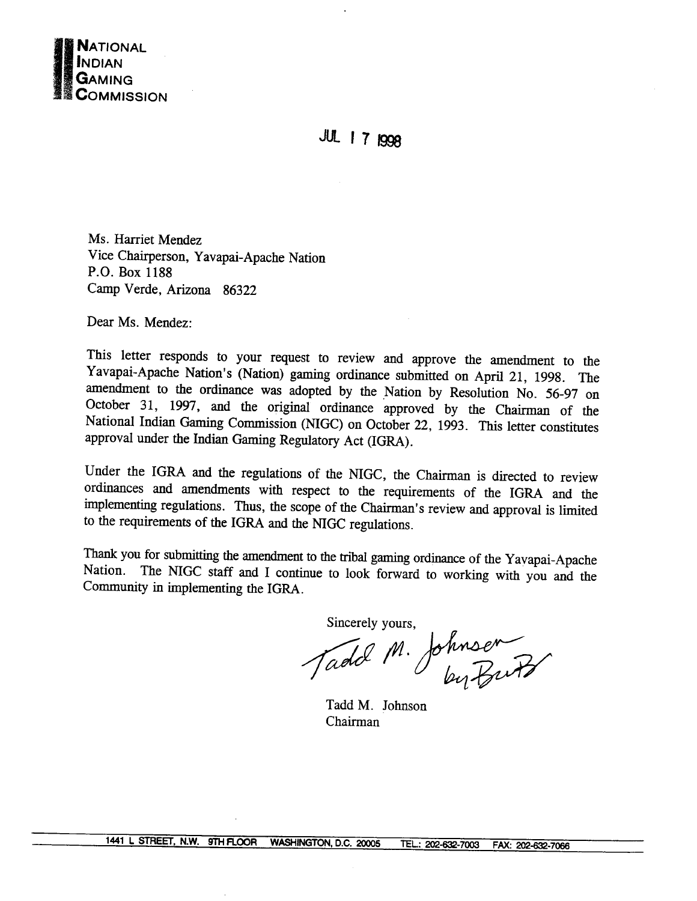**NATIONAL INDIAN GAMING COMMISSION**

JUL 17 1998

Ms. Harriet Mendez
Vice Chairperson, Yavapai-Apache Nation
P.O. Box 1188
Camp Verde, Arizona 86322

Dear Ms. Mendez:

This letter responds to your request to review and approve the amendment to the Yavapai-Apache Nation's (Nation) gaming ordinance submitted on April 21, 1998. The amendment to the ordinance was adopted by the Nation by Resolution No. 56-97 on October 31, 1997, and the original ordinance approved by the Chairman of the National Indian Gaming Commission (NIGC) on October 22, 1993. This letter constitutes approval under the Indian Gaming Regulatory Act (IGRA).

Under the IGRA and the regulations of the NIGC, the Chairman is directed to review ordinances and amendments with respect to the requirements of the IGRA and the implementing regulations. Thus, the scope of the Chairman's review and approval is limited to the requirements of the IGRA and the NIGC regulations.

Thank you for submitting the amendment to the tribal gaming ordinance of the Yavapai-Apache Nation. The NIGC staff and I continue to look forward to working with you and the Community in implementing the IGRA.

Sincerely yours,

Tadd M. Johnson by [signature]

Tadd M. Johnson
Chairman

1441 L STREET, N.W. 9TH FLOOR WASHINGTON, D.C. 20005 TEL.: 202-632-7003 FAX: 202-632-7066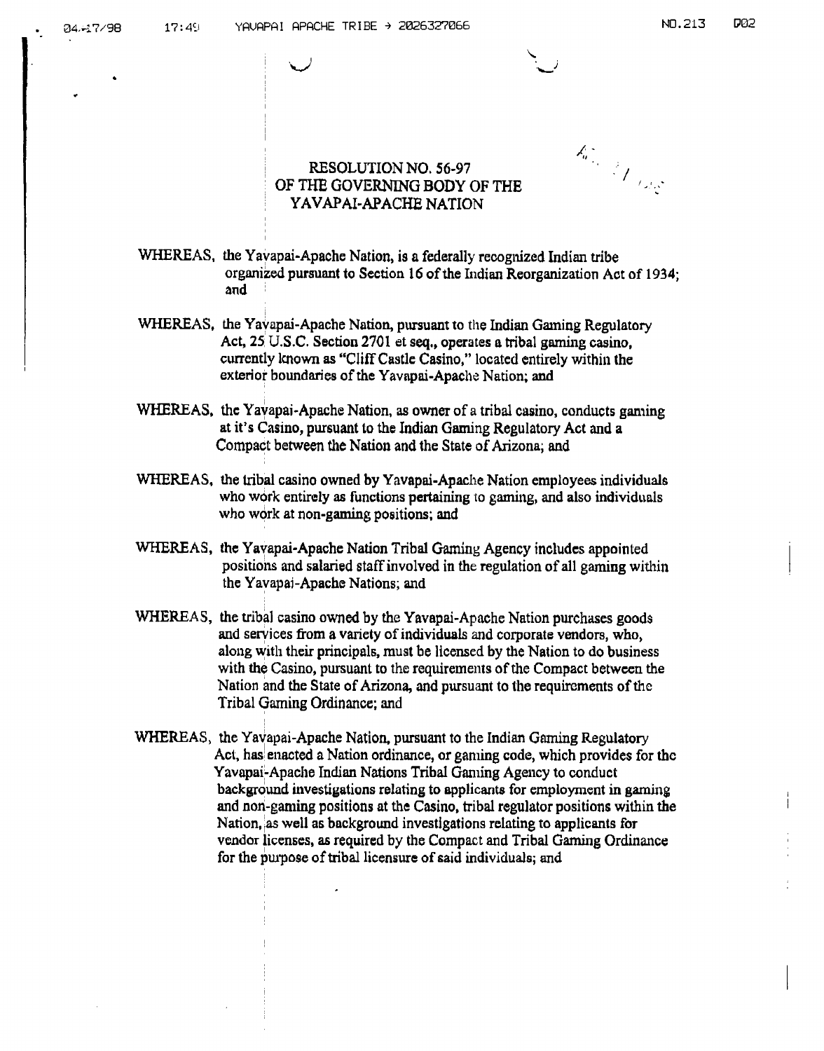# RESOLUTION NO. 56-97
# OF THE GOVERNING BODY OF THE
# YAVAPAI-APACHE NATION

WHEREAS, the Yavapai-Apache Nation, is a federally recognized Indian tribe organized pursuant to Section 16 of the Indian Reorganization Act of 1934; and

WHEREAS, the Yavapai-Apache Nation, pursuant to the Indian Gaming Regulatory Act, 25 U.S.C. Section 2701 et seq., operates a tribal gaming casino, currently known as "Cliff Castle Casino," located entirely within the exterior boundaries of the Yavapai-Apache Nation; and

WHEREAS, the Yavapai-Apache Nation, as owner of a tribal casino, conducts gaming at it's Casino, pursuant to the Indian Gaming Regulatory Act and a Compact between the Nation and the State of Arizona; and

WHEREAS, the tribal casino owned by Yavapai-Apache Nation employees individuals who work entirely as functions pertaining to gaming, and also individuals who work at non-gaming positions; and

WHEREAS, the Yavapai-Apache Nation Tribal Gaming Agency includes appointed positions and salaried staff involved in the regulation of all gaming within the Yavapai-Apache Nations; and

WHEREAS, the tribal casino owned by the Yavapai-Apache Nation purchases goods and services from a variety of individuals and corporate vendors, who, along with their principals, must be licensed by the Nation to do business with the Casino, pursuant to the requirements of the Compact between the Nation and the State of Arizona, and pursuant to the requirements of the Tribal Gaming Ordinance; and

WHEREAS, the Yavapai-Apache Nation, pursuant to the Indian Gaming Regulatory Act, has enacted a Nation ordinance, or gaming code, which provides for the Yavapai-Apache Indian Nations Tribal Gaming Agency to conduct background investigations relating to applicants for employment in gaming and non-gaming positions at the Casino, tribal regulator positions within the Nation, as well as background investigations relating to applicants for vendor licenses, as required by the Compact and Tribal Gaming Ordinance for the purpose of tribal licensure of said individuals; and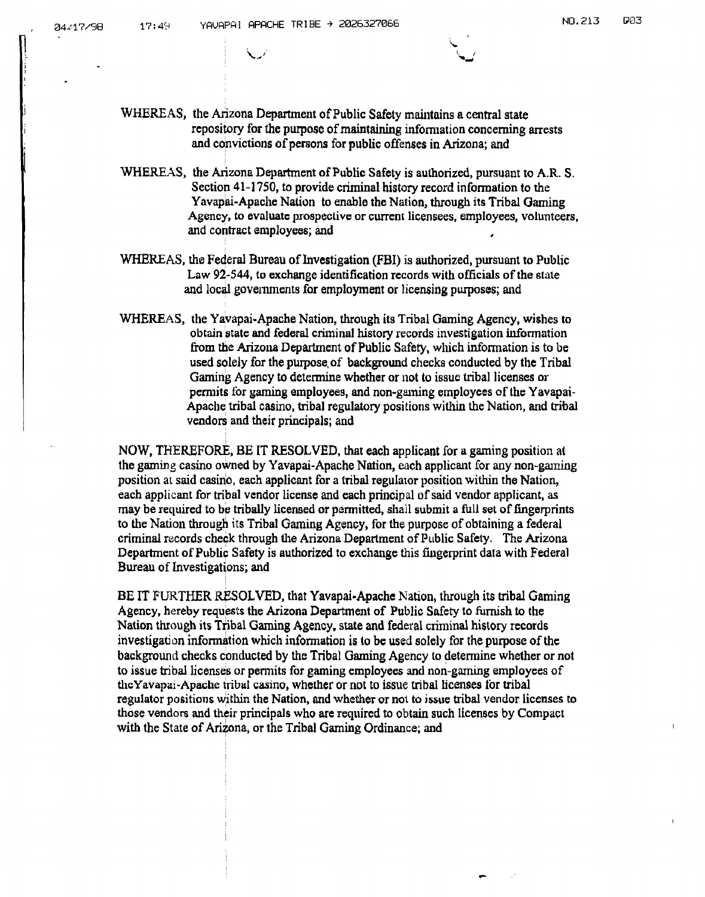WHEREAS, the Arizona Department of Public Safety maintains a central state repository for the purpose of maintaining information concerning arrests and convictions of persons for public offenses in Arizona; and

WHEREAS, the Arizona Department of Public Safety is authorized, pursuant to A.R. S. Section 41-1750, to provide criminal history record information to the Yavapai-Apache Nation to enable the Nation, through its Tribal Gaming Agency, to evaluate prospective or current licensees, employees, volunteers, and contract employees; and

WHEREAS, the Federal Bureau of Investigation (FBI) is authorized, pursuant to Public Law 92-544, to exchange identification records with officials of the state and local governments for employment or licensing purposes; and

WHEREAS, the Yavapai-Apache Nation, through its Tribal Gaming Agency, wishes to obtain state and federal criminal history records investigation information from the Arizona Department of Public Safety, which information is to be used solely for the purpose of background checks conducted by the Tribal Gaming Agency to determine whether or not to issue tribal licenses or permits for gaming employees, and non-gaming employees of the Yavapai-Apache tribal casino, tribal regulatory positions within the Nation, and tribal vendors and their principals; and

NOW, THEREFORE, BE IT RESOLVED, that each applicant for a gaming position at the gaming casino owned by Yavapai-Apache Nation, each applicant for any non-gaming position at said casino, each applicant for a tribal regulator position within the Nation, each applicant for tribal vendor license and each principal of said vendor applicant, as may be required to be tribally licensed or permitted, shall submit a full set of fingerprints to the Nation through its Tribal Gaming Agency, for the purpose of obtaining a federal criminal records check through the Arizona Department of Public Safety. The Arizona Department of Public Safety is authorized to exchange this fingerprint data with Federal Bureau of Investigations; and

BE IT FURTHER RESOLVED, that Yavapai-Apache Nation, through its tribal Gaming Agency, hereby requests the Arizona Department of Public Safety to furnish to the Nation through its Tribal Gaming Agency, state and federal criminal history records investigation information which information is to be used solely for the purpose of the background checks conducted by the Tribal Gaming Agency to determine whether or not to issue tribal licenses or permits for gaming employees and non-gaming employees of theYavapai-Apache tribal casino, whether or not to issue tribal licenses for tribal regulator positions within the Nation, and whether or not to issue tribal vendor licenses to those vendors and their principals who are required to obtain such licenses by Compact with the State of Arizona, or the Tribal Gaming Ordinance; and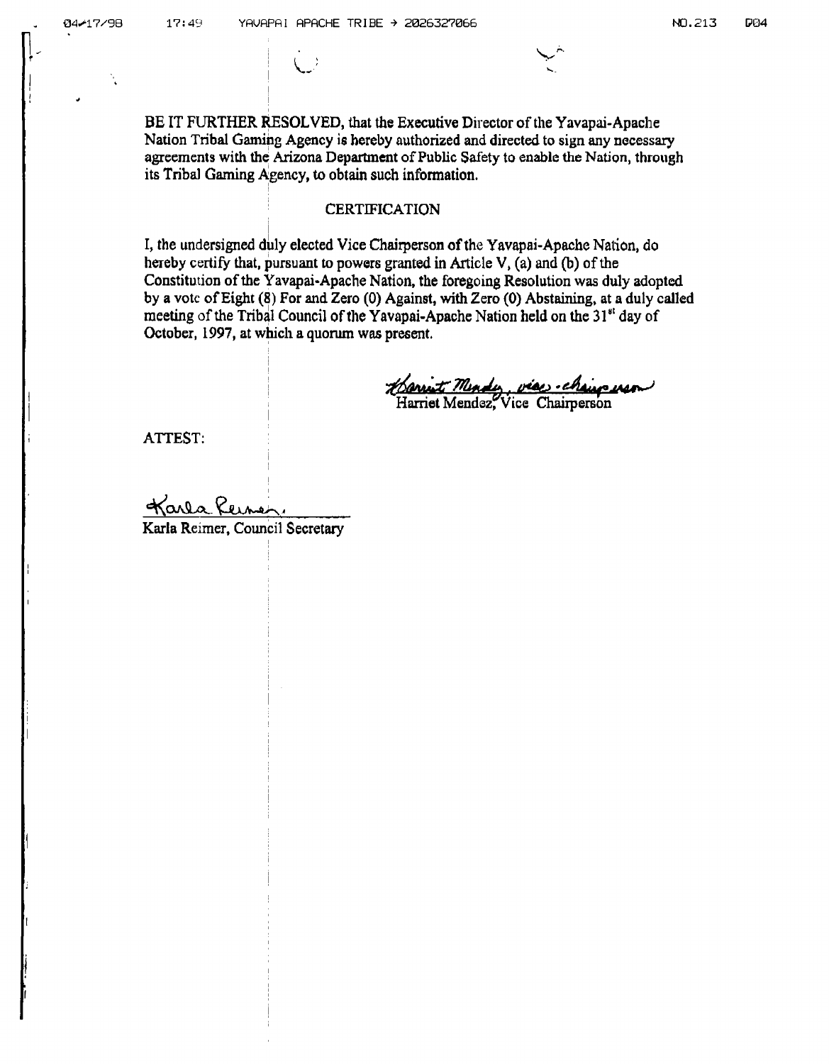BE IT FURTHER RESOLVED, that the Executive Director of the Yavapai-Apache Nation Tribal Gaming Agency is hereby authorized and directed to sign any necessary agreements with the Arizona Department of Public Safety to enable the Nation, through its Tribal Gaming Agency, to obtain such information.

## CERTIFICATION

I, the undersigned duly elected Vice Chairperson of the Yavapai-Apache Nation, do hereby certify that, pursuant to powers granted in Article V, (a) and (b) of the Constitution of the Yavapai-Apache Nation, the foregoing Resolution was duly adopted by a vote of Eight (8) For and Zero (0) Against, with Zero (0) Abstaining, at a duly called meeting of the Tribal Council of the Yavapai-Apache Nation held on the 31st day of October, 1997, at which a quorum was present.

Harriet Mendez, Vice Chairperson

Harriet Mendez, Vice Chairperson

ATTEST:

Karla Reimer

Karla Reimer, Council Secretary